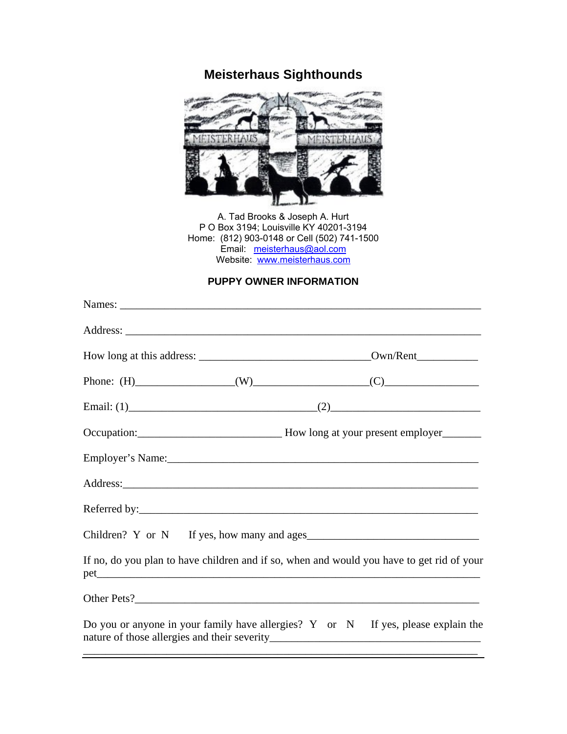# Meisterhaus Sighthounds

A. Tad Brooks & Joseph A. Hurt
P O Box 3194; Louisville KY 40201-3194
Home: (812) 903-0148 or Cell (502) 741-1500
Email: meisterhaus@aol.com
Website: www.meisterhaus.com

## PUPPY OWNER INFORMATION

Names: ________________________________________________________________

Address: ______________________________________________________________

How long at this address: ______________________________Own/Rent___________

Phone: (H)_________________(W)____________________(C)_________________

Email: (1)_________________________________(2)__________________________

Occupation:_________________________ How long at your present employer_______

Employer's Name:_____________________________________________________

Address:_______________________________________________________________

Referred by:____________________________________________________________

Children? Y or N  If yes, how many and ages_______________________________

If no, do you plan to have children and if so, when and would you have to get rid of your pet_______________________________________________________________________

Other Pets?_____________________________________________________________

Do you or anyone in your family have allergies? Y or N  If yes, please explain the nature of those allergies and their severity______________________________________
_______________________________________________________________________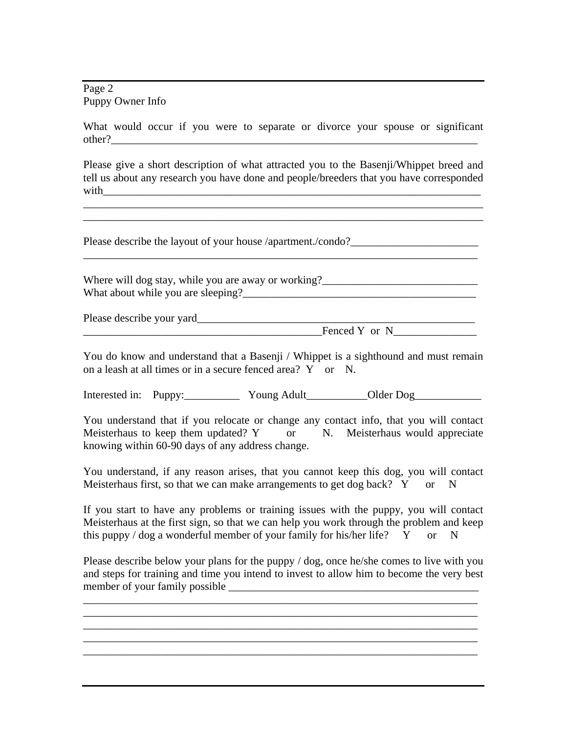Page 2
Puppy Owner Info

What would occur if you were to separate or divorce your spouse or significant other?_______________________________________________________________________

Please give a short description of what attracted you to the Basenji/Whippet breed and tell us about any research you have done and people/breeders that you have corresponded with_________________________________________________________________________
_____________________________________________________________________________
_____________________________________________________________________________

Please describe the layout of your house /apartment./condo?________________________
_____________________________________________________________________________

Where will dog stay, while you are away or working?_____________________________
What about while you are sleeping?___________________________________________

Please describe your yard____________________________________________________
_____________________________________________Fenced Y or N_______________

You do know and understand that a Basenji / Whippet is a sighthound and must remain on a leash at all times or in a secure fenced area? Y or N.

Interested in: Puppy:__________ Young Adult___________Older Dog____________

You understand that if you relocate or change any contact info, that you will contact Meisterhaus to keep them updated? Y or N. Meisterhaus would appreciate knowing within 60-90 days of any address change.

You understand, if any reason arises, that you cannot keep this dog, you will contact Meisterhaus first, so that we can make arrangements to get dog back? Y or N

If you start to have any problems or training issues with the puppy, you will contact Meisterhaus at the first sign, so that we can help you work through the problem and keep this puppy / dog a wonderful member of your family for his/her life? Y or N

Please describe below your plans for the puppy / dog, once he/she comes to live with you and steps for training and time you intend to invest to allow him to become the very best member of your family possible _____________________________________________
_____________________________________________________________________________
_____________________________________________________________________________
_____________________________________________________________________________
_____________________________________________________________________________
_____________________________________________________________________________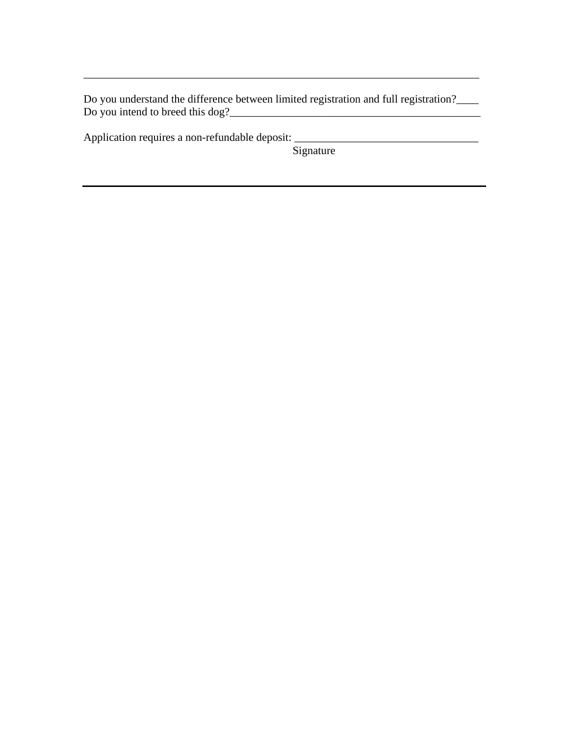_____________________________________________________________________________

Do you understand the difference between limited registration and full registration?____
Do you intend to breed this dog?_______________________________________________

Application requires a non-refundable deposit: ________________________________
Signature

---